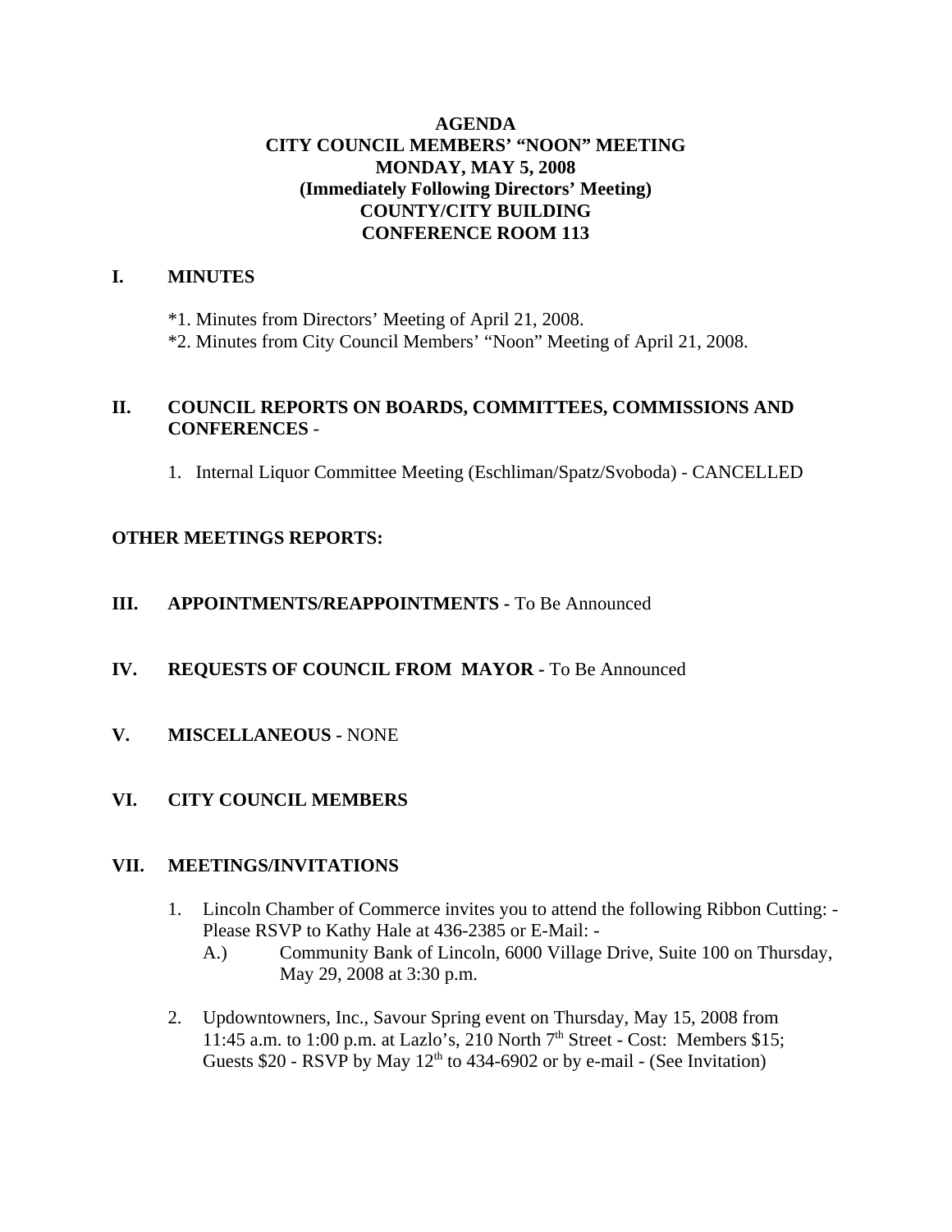# AGENDA
## CITY COUNCIL MEMBERS' "NOON" MEETING
## MONDAY, MAY 5, 2008
## (Immediately Following Directors' Meeting)
## COUNTY/CITY BUILDING
## CONFERENCE ROOM 113

## I. MINUTES

*1. Minutes from Directors' Meeting of April 21, 2008.

*2. Minutes from City Council Members' "Noon" Meeting of April 21, 2008.

## II. COUNCIL REPORTS ON BOARDS, COMMITTEES, COMMISSIONS AND CONFERENCES -

1. Internal Liquor Committee Meeting (Eschliman/Spatz/Svoboda) - CANCELLED

## OTHER MEETINGS REPORTS:

## III. APPOINTMENTS/REAPPOINTMENTS - To Be Announced

## IV. REQUESTS OF COUNCIL FROM MAYOR - To Be Announced

## V. MISCELLANEOUS - NONE

## VI. CITY COUNCIL MEMBERS

## VII. MEETINGS/INVITATIONS

1. Lincoln Chamber of Commerce invites you to attend the following Ribbon Cutting: - Please RSVP to Kathy Hale at 436-2385 or E-Mail: -
   - A.) Community Bank of Lincoln, 6000 Village Drive, Suite 100 on Thursday, May 29, 2008 at 3:30 p.m.

2. Updowntowners, Inc., Savour Spring event on Thursday, May 15, 2008 from 11:45 a.m. to 1:00 p.m. at Lazlo's, 210 North 7th Street - Cost: Members $15; Guests $20 - RSVP by May 12th to 434-6902 or by e-mail - (See Invitation)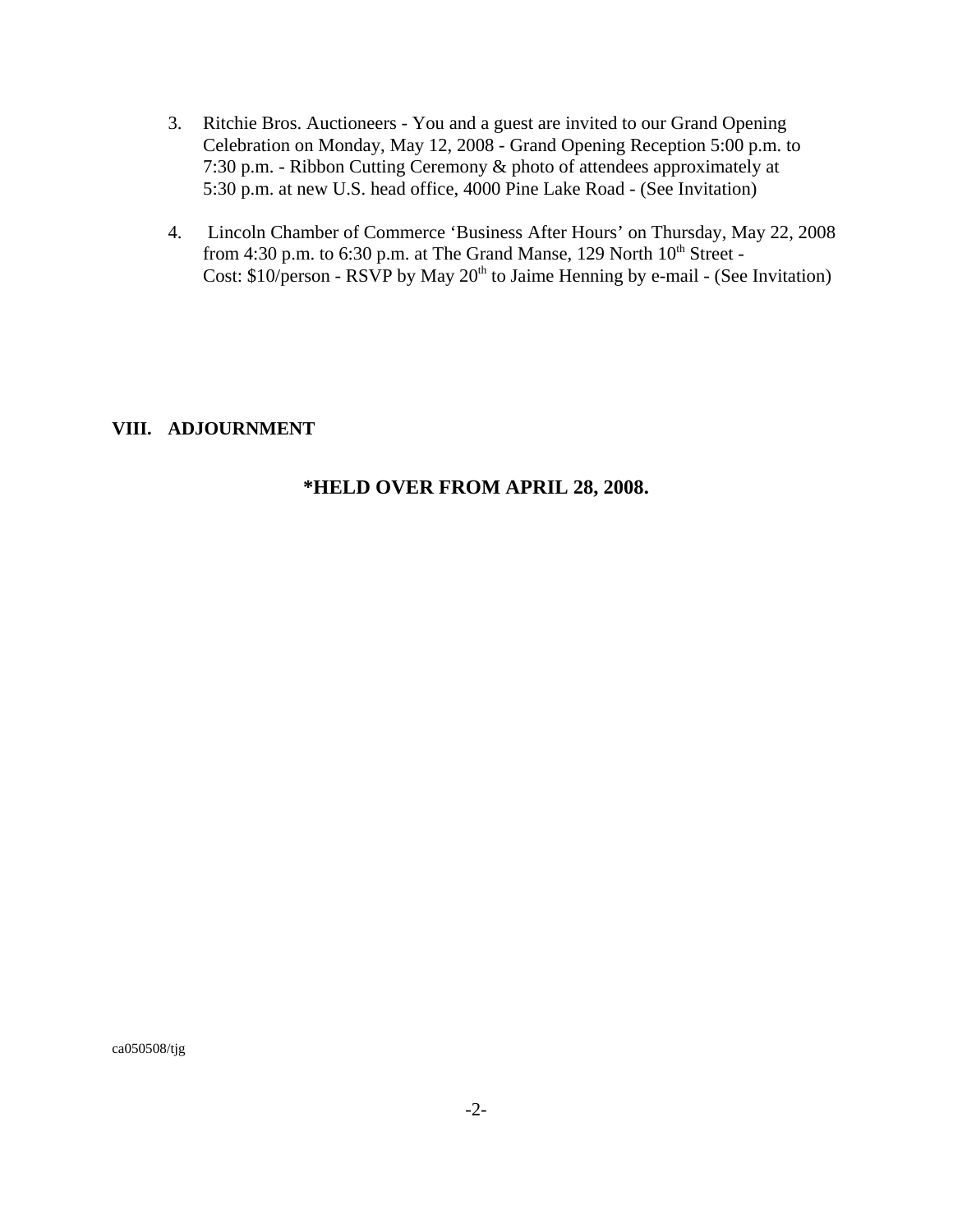3. Ritchie Bros. Auctioneers - You and a guest are invited to our Grand Opening Celebration on Monday, May 12, 2008 - Grand Opening Reception 5:00 p.m. to 7:30 p.m. - Ribbon Cutting Ceremony & photo of attendees approximately at 5:30 p.m. at new U.S. head office, 4000 Pine Lake Road - (See Invitation)

4. Lincoln Chamber of Commerce 'Business After Hours' on Thursday, May 22, 2008 from 4:30 p.m. to 6:30 p.m. at The Grand Manse, 129 North 10th Street - Cost: $10/person - RSVP by May 20th to Jaime Henning by e-mail - (See Invitation)

## VIII. ADJOURNMENT

**\*HELD OVER FROM APRIL 28, 2008.**

ca050508/tjg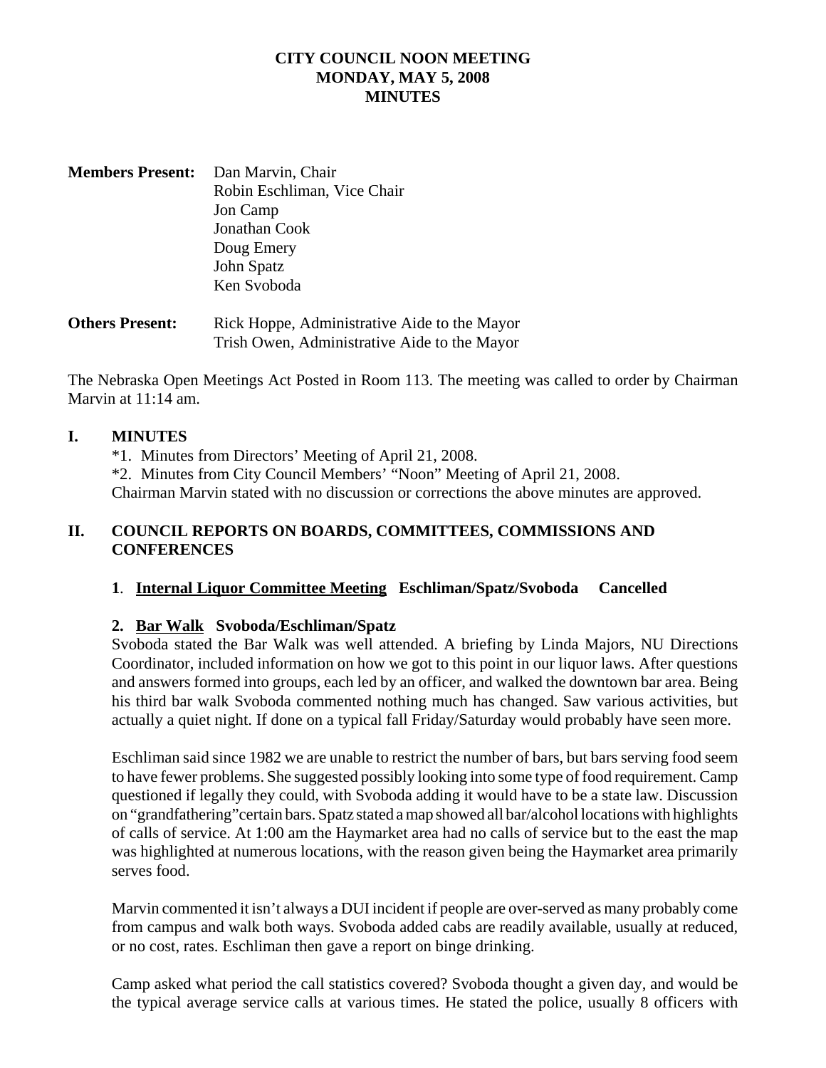**CITY COUNCIL NOON MEETING**
**MONDAY, MAY 5, 2008**
**MINUTES**

**Members Present:** Dan Marvin, Chair
Robin Eschliman, Vice Chair
Jon Camp
Jonathan Cook
Doug Emery
John Spatz
Ken Svoboda

**Others Present:** Rick Hoppe, Administrative Aide to the Mayor
Trish Owen, Administrative Aide to the Mayor

The Nebraska Open Meetings Act Posted in Room 113. The meeting was called to order by Chairman Marvin at 11:14 am.

## I. MINUTES

*1. Minutes from Directors' Meeting of April 21, 2008.
*2. Minutes from City Council Members' "Noon" Meeting of April 21, 2008.
Chairman Marvin stated with no discussion or corrections the above minutes are approved.

## II. COUNCIL REPORTS ON BOARDS, COMMITTEES, COMMISSIONS AND CONFERENCES

### 1. <u>Internal Liquor Committee Meeting</u> Eschliman/Spatz/Svoboda Cancelled

### 2. <u>Bar Walk</u> Svoboda/Eschliman/Spatz

Svoboda stated the Bar Walk was well attended. A briefing by Linda Majors, NU Directions Coordinator, included information on how we got to this point in our liquor laws. After questions and answers formed into groups, each led by an officer, and walked the downtown bar area. Being his third bar walk Svoboda commented nothing much has changed. Saw various activities, but actually a quiet night. If done on a typical fall Friday/Saturday would probably have seen more.

Eschliman said since 1982 we are unable to restrict the number of bars, but bars serving food seem to have fewer problems. She suggested possibly looking into some type of food requirement. Camp questioned if legally they could, with Svoboda adding it would have to be a state law. Discussion on "grandfathering" certain bars. Spatz stated a map showed all bar/alcohol locations with highlights of calls of service. At 1:00 am the Haymarket area had no calls of service but to the east the map was highlighted at numerous locations, with the reason given being the Haymarket area primarily serves food.

Marvin commented it isn't always a DUI incident if people are over-served as many probably come from campus and walk both ways. Svoboda added cabs are readily available, usually at reduced, or no cost, rates. Eschliman then gave a report on binge drinking.

Camp asked what period the call statistics covered? Svoboda thought a given day, and would be the typical average service calls at various times. He stated the police, usually 8 officers with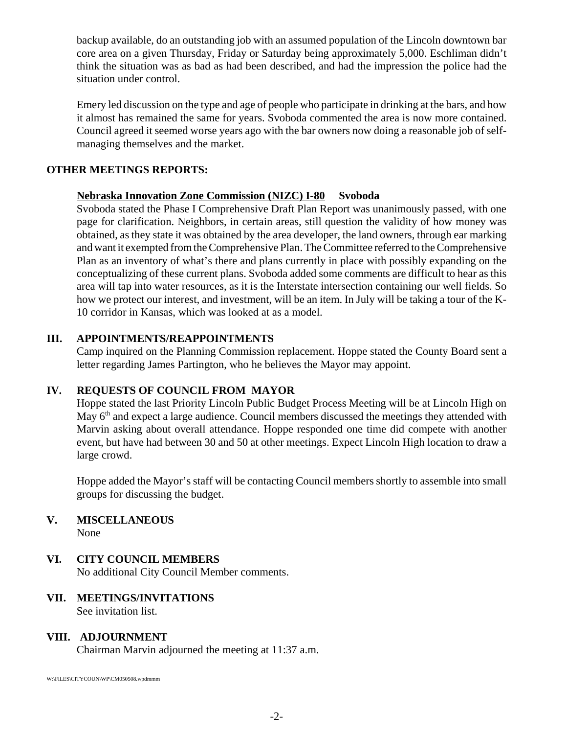backup available, do an outstanding job with an assumed population of the Lincoln downtown bar core area on a given Thursday, Friday or Saturday being approximately 5,000. Eschliman didn't think the situation was as bad as had been described, and had the impression the police had the situation under control.

Emery led discussion on the type and age of people who participate in drinking at the bars, and how it almost has remained the same for years. Svoboda commented the area is now more contained. Council agreed it seemed worse years ago with the bar owners now doing a reasonable job of self-managing themselves and the market.

**OTHER MEETINGS REPORTS:**

**Nebraska Innovation Zone Commission (NIZC) I-80     Svoboda**

Svoboda stated the Phase I Comprehensive Draft Plan Report was unanimously passed, with one page for clarification. Neighbors, in certain areas, still question the validity of how money was obtained, as they state it was obtained by the area developer, the land owners, through ear marking and want it exempted from the Comprehensive Plan. The Committee referred to the Comprehensive Plan as an inventory of what's there and plans currently in place with possibly expanding on the conceptualizing of these current plans. Svoboda added some comments are difficult to hear as this area will tap into water resources, as it is the Interstate intersection containing our well fields. So how we protect our interest, and investment, will be an item. In July will be taking a tour of the K-10 corridor in Kansas, which was looked at as a model.

## III. APPOINTMENTS/REAPPOINTMENTS

Camp inquired on the Planning Commission replacement. Hoppe stated the County Board sent a letter regarding James Partington, who he believes the Mayor may appoint.

## IV. REQUESTS OF COUNCIL FROM MAYOR

Hoppe stated the last Priority Lincoln Public Budget Process Meeting will be at Lincoln High on May 6th and expect a large audience. Council members discussed the meetings they attended with Marvin asking about overall attendance. Hoppe responded one time did compete with another event, but have had between 30 and 50 at other meetings. Expect Lincoln High location to draw a large crowd.

Hoppe added the Mayor's staff will be contacting Council members shortly to assemble into small groups for discussing the budget.

## V. MISCELLANEOUS

None

## VI. CITY COUNCIL MEMBERS

No additional City Council Member comments.

## VII. MEETINGS/INVITATIONS

See invitation list.

## VIII. ADJOURNMENT

Chairman Marvin adjourned the meeting at 11:37 a.m.

W:\FILES\CITYCOUN\WP\CM050508.wpdmmm